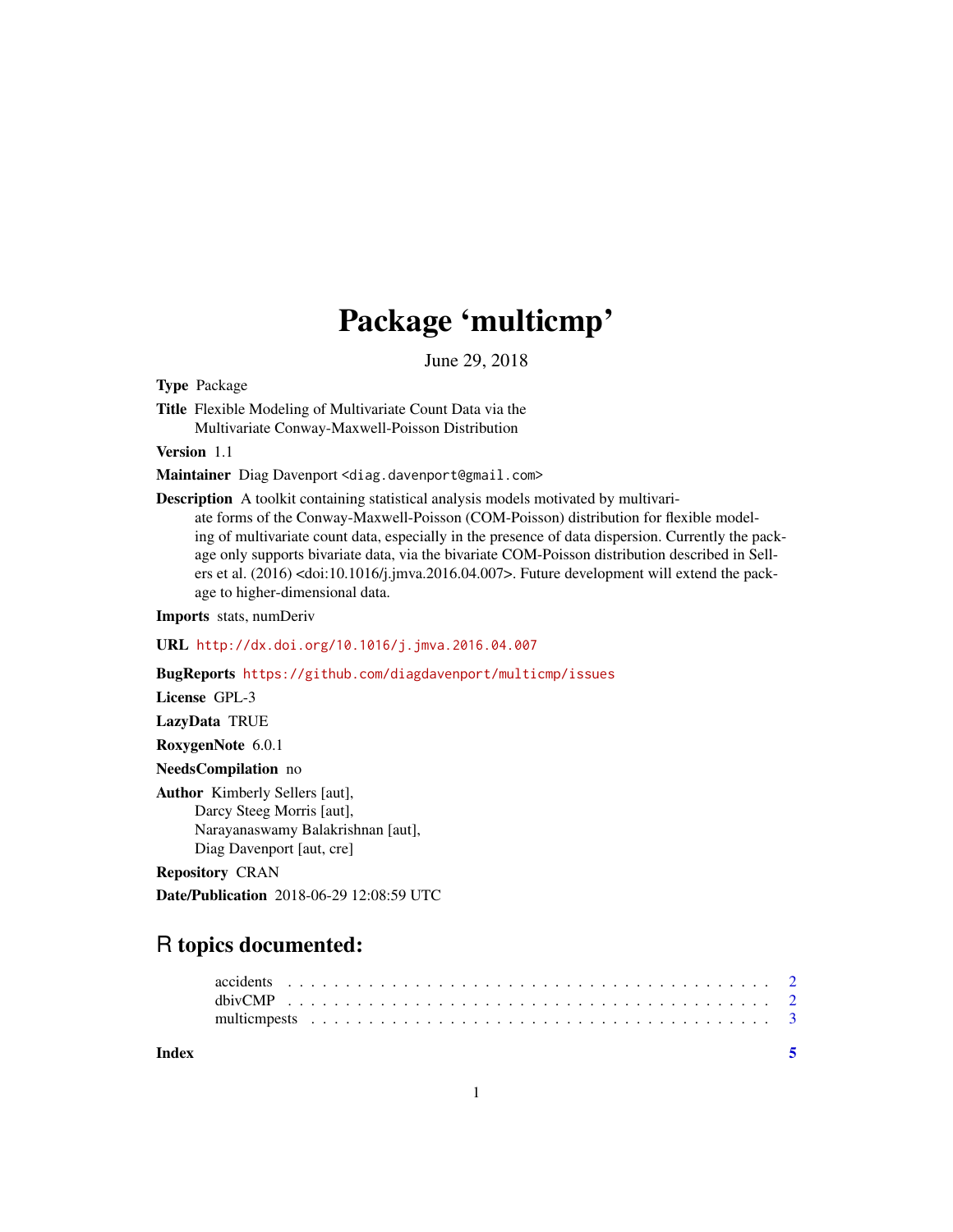# Package 'multicmp'

June 29, 2018

**Type** Package

**Title** Flexible Modeling of Multivariate Count Data via the Multivariate Conway-Maxwell-Poisson Distribution

**Version** 1.1

**Maintainer** Diag Davenport <diag.davenport@gmail.com>

**Description** A toolkit containing statistical analysis models motivated by multivariate forms of the Conway-Maxwell-Poisson (COM-Poisson) distribution for flexible modeling of multivariate count data, especially in the presence of data dispersion. Currently the package only supports bivariate data, via the bivariate COM-Poisson distribution described in Sellers et al. (2016) <doi:10.1016/j.jmva.2016.04.007>. Future development will extend the package to higher-dimensional data.

**Imports** stats, numDeriv

**URL** http://dx.doi.org/10.1016/j.jmva.2016.04.007

**BugReports** https://github.com/diagdavenport/multicmp/issues

**License** GPL-3

**LazyData** TRUE

**RoxygenNote** 6.0.1

**NeedsCompilation** no

**Author** Kimberly Sellers [aut],
Darcy Steeg Morris [aut],
Narayanaswamy Balakrishnan [aut],
Diag Davenport [aut, cre]

**Repository** CRAN

**Date/Publication** 2018-06-29 12:08:59 UTC

## R topics documented:

- accidents . . . . . . . . . . . . . . . . . . . . . . . . . . . . . . . . . . . . . . . . . 2
- dbivCMP . . . . . . . . . . . . . . . . . . . . . . . . . . . . . . . . . . . . . . . . . 2
- multicmpests . . . . . . . . . . . . . . . . . . . . . . . . . . . . . . . . . . . . . . . 3

**Index** 5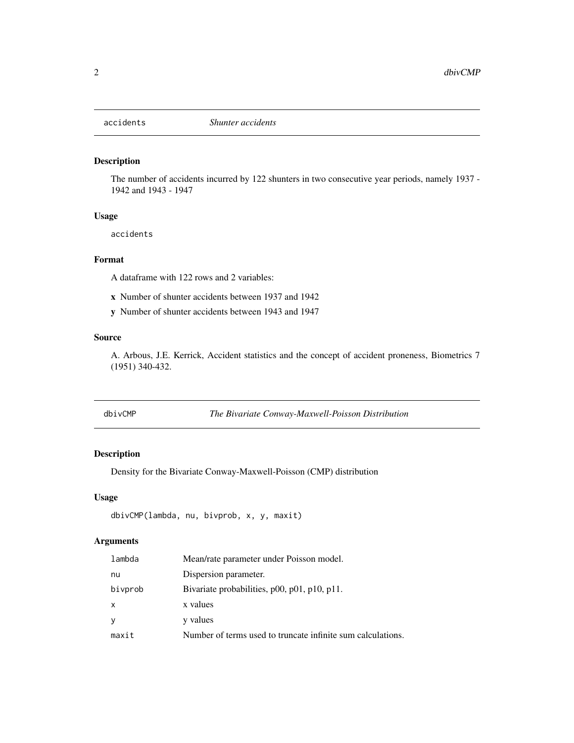## accidents *Shunter accidents*

### Description

The number of accidents incurred by 122 shunters in two consecutive year periods, namely 1937 - 1942 and 1943 - 1947

### Usage

```
accidents
```

### Format

A dataframe with 122 rows and 2 variables:

- **x** Number of shunter accidents between 1937 and 1942
- **y** Number of shunter accidents between 1943 and 1947

### Source

A. Arbous, J.E. Kerrick, Accident statistics and the concept of accident proneness, Biometrics 7 (1951) 340-432.

## dbivCMP *The Bivariate Conway-Maxwell-Poisson Distribution*

### Description

Density for the Bivariate Conway-Maxwell-Poisson (CMP) distribution

### Usage

```
dbivCMP(lambda, nu, bivprob, x, y, maxit)
```

### Arguments

| | |
|---|---|
| lambda | Mean/rate parameter under Poisson model. |
| nu | Dispersion parameter. |
| bivprob | Bivariate probabilities, p00, p01, p10, p11. |
| x | x values |
| y | y values |
| maxit | Number of terms used to truncate infinite sum calculations. |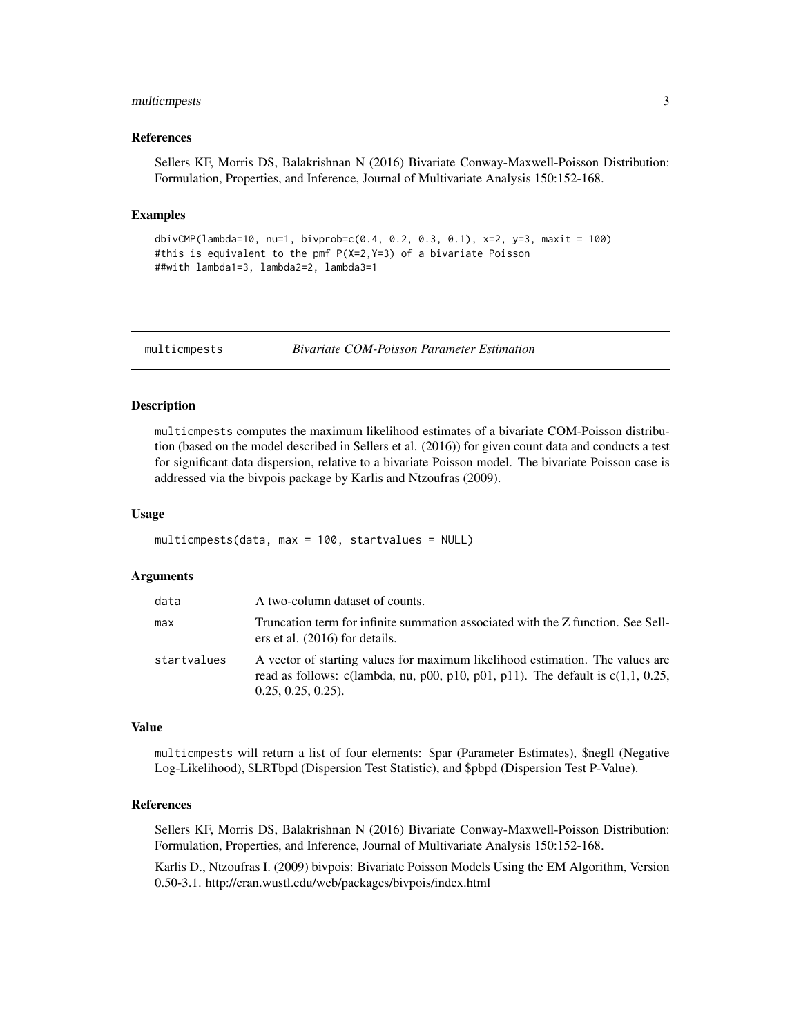### References

Sellers KF, Morris DS, Balakrishnan N (2016) Bivariate Conway-Maxwell-Poisson Distribution: Formulation, Properties, and Inference, Journal of Multivariate Analysis 150:152-168.

### Examples

```
dbivCMP(lambda=10, nu=1, bivprob=c(0.4, 0.2, 0.3, 0.1), x=2, y=3, maxit = 100)
#this is equivalent to the pmf P(X=2,Y=3) of a bivariate Poisson
##with lambda1=3, lambda2=2, lambda3=1
```

## multicmpests — *Bivariate COM-Poisson Parameter Estimation*

### Description

multicmpests computes the maximum likelihood estimates of a bivariate COM-Poisson distribution (based on the model described in Sellers et al. (2016)) for given count data and conducts a test for significant data dispersion, relative to a bivariate Poisson model. The bivariate Poisson case is addressed via the bivpois package by Karlis and Ntzoufras (2009).

### Usage

```
multicmpests(data, max = 100, startvalues = NULL)
```

### Arguments

| | |
|---|---|
| data | A two-column dataset of counts. |
| max | Truncation term for infinite summation associated with the Z function. See Sellers et al. (2016) for details. |
| startvalues | A vector of starting values for maximum likelihood estimation. The values are read as follows: c(lambda, nu, p00, p10, p01, p11). The default is c(1,1, 0.25, 0.25, 0.25, 0.25). |

### Value

multicmpests will return a list of four elements: $par (Parameter Estimates), $negll (Negative Log-Likelihood), $LRTbpd (Dispersion Test Statistic), and $pbpd (Dispersion Test P-Value).

### References

Sellers KF, Morris DS, Balakrishnan N (2016) Bivariate Conway-Maxwell-Poisson Distribution: Formulation, Properties, and Inference, Journal of Multivariate Analysis 150:152-168.

Karlis D., Ntzoufras I. (2009) bivpois: Bivariate Poisson Models Using the EM Algorithm, Version 0.50-3.1. http://cran.wustl.edu/web/packages/bivpois/index.html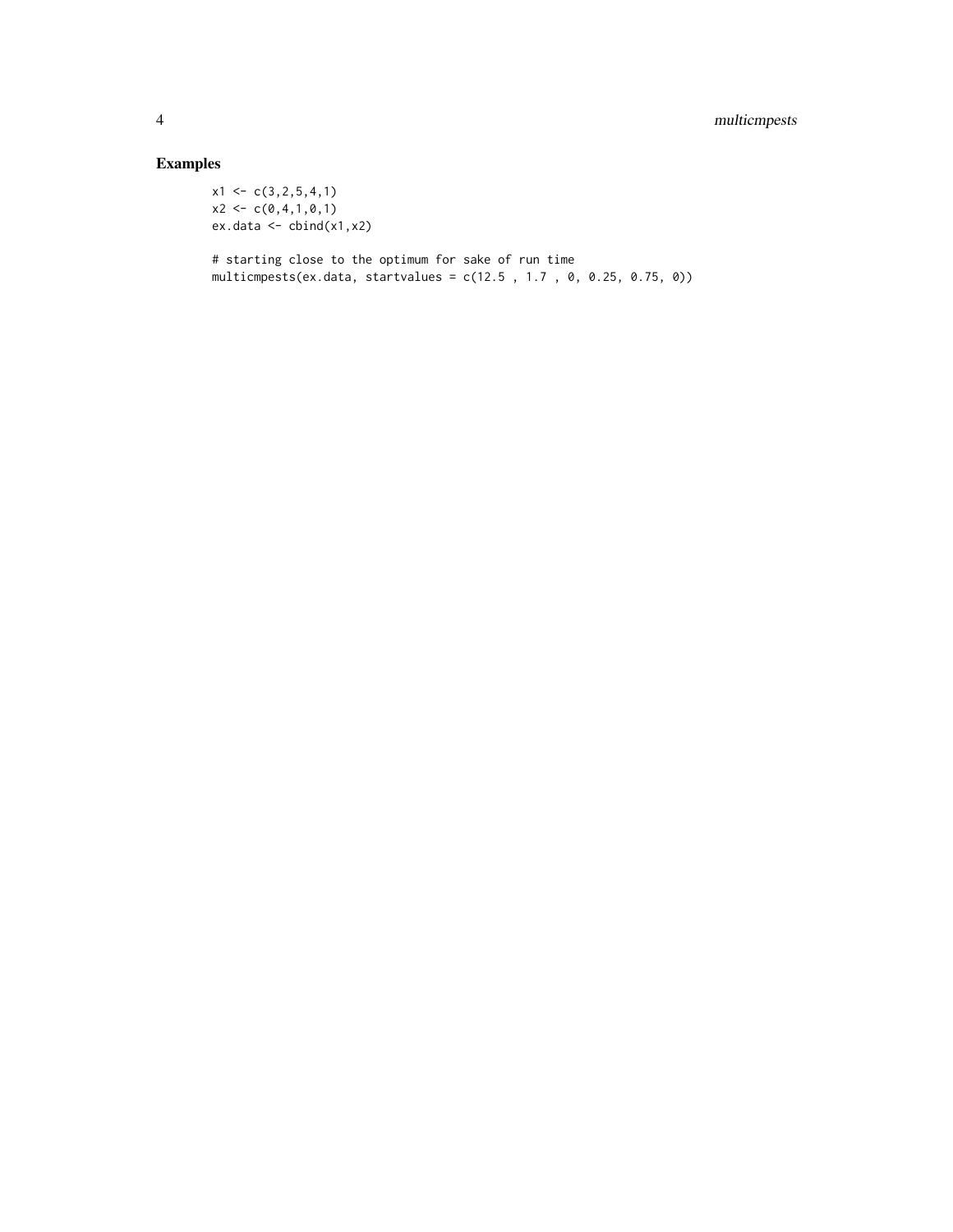## Examples

```
x1 <- c(3,2,5,4,1)
x2 <- c(0,4,1,0,1)
ex.data <- cbind(x1,x2)

# starting close to the optimum for sake of run time
multicmpests(ex.data, startvalues = c(12.5 , 1.7 , 0, 0.25, 0.75, 0))
```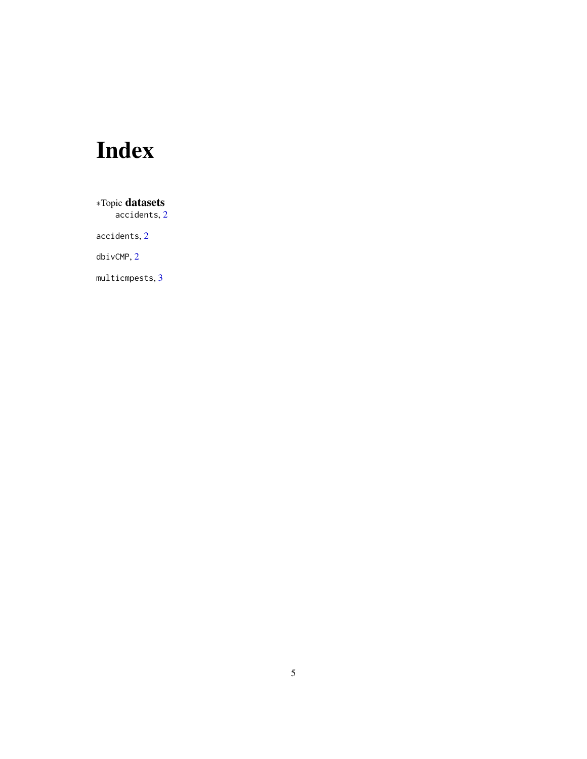# Index

∗Topic **datasets**

accidents, 2

accidents, 2

dbivCMP, 2

multicmpests, 3